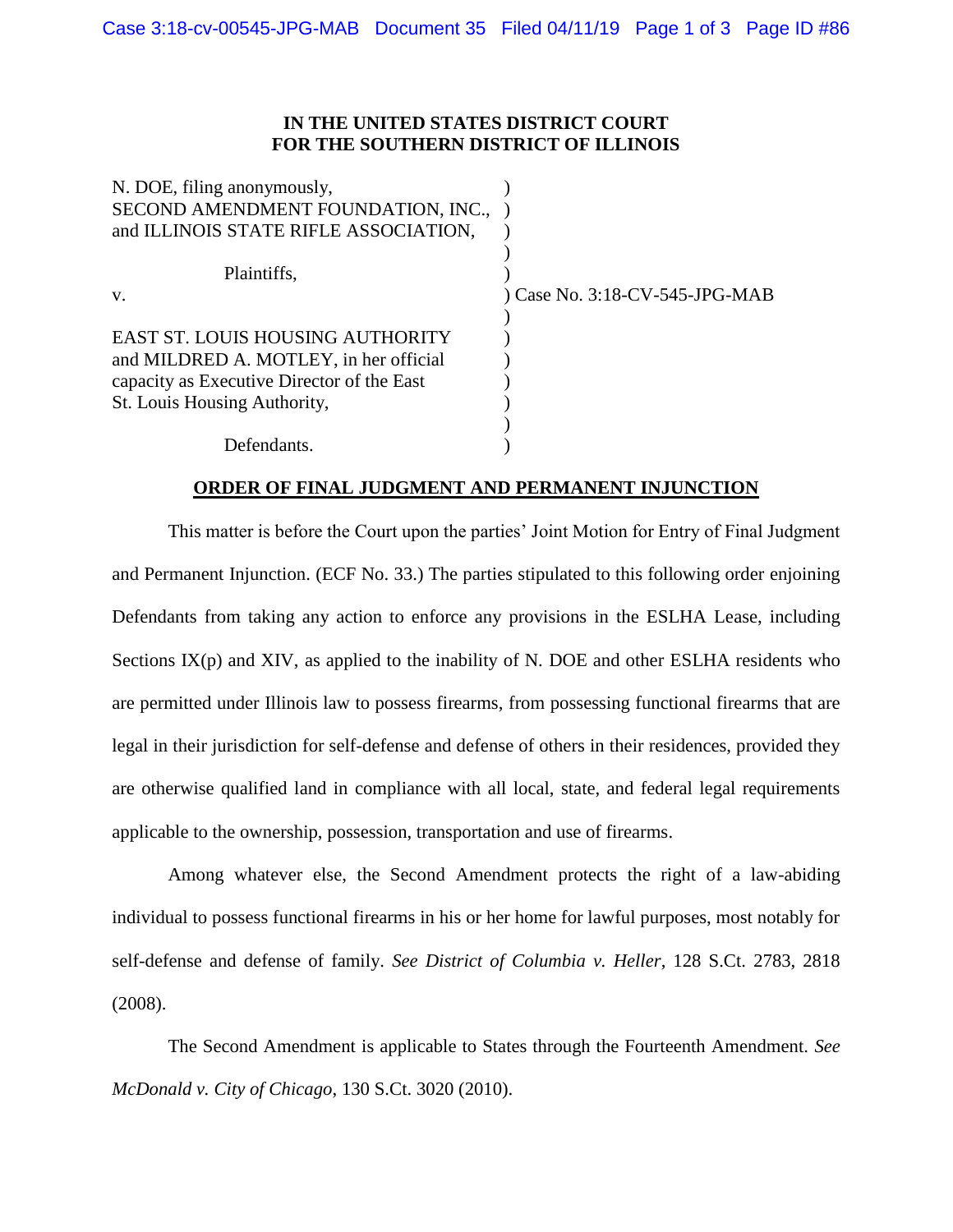**IN THE UNITED STATES DISTRICT COURT**
**FOR THE SOUTHERN DISTRICT OF ILLINOIS**

N. DOE, filing anonymously,
SECOND AMENDMENT FOUNDATION, INC.,
and ILLINOIS STATE RIFLE ASSOCIATION,

Plaintiffs,

v.

Case No. 3:18-CV-545-JPG-MAB

EAST ST. LOUIS HOUSING AUTHORITY
and MILDRED A. MOTLEY, in her official
capacity as Executive Director of the East
St. Louis Housing Authority,

Defendants.

**ORDER OF FINAL JUDGMENT AND PERMANENT INJUNCTION**

This matter is before the Court upon the parties' Joint Motion for Entry of Final Judgment and Permanent Injunction. (ECF No. 33.) The parties stipulated to this following order enjoining Defendants from taking any action to enforce any provisions in the ESLHA Lease, including Sections IX(p) and XIV, as applied to the inability of N. DOE and other ESLHA residents who are permitted under Illinois law to possess firearms, from possessing functional firearms that are legal in their jurisdiction for self-defense and defense of others in their residences, provided they are otherwise qualified land in compliance with all local, state, and federal legal requirements applicable to the ownership, possession, transportation and use of firearms.

Among whatever else, the Second Amendment protects the right of a law-abiding individual to possess functional firearms in his or her home for lawful purposes, most notably for self-defense and defense of family. *See District of Columbia v. Heller*, 128 S.Ct. 2783, 2818 (2008).

The Second Amendment is applicable to States through the Fourteenth Amendment. *See McDonald v. City of Chicago*, 130 S.Ct. 3020 (2010).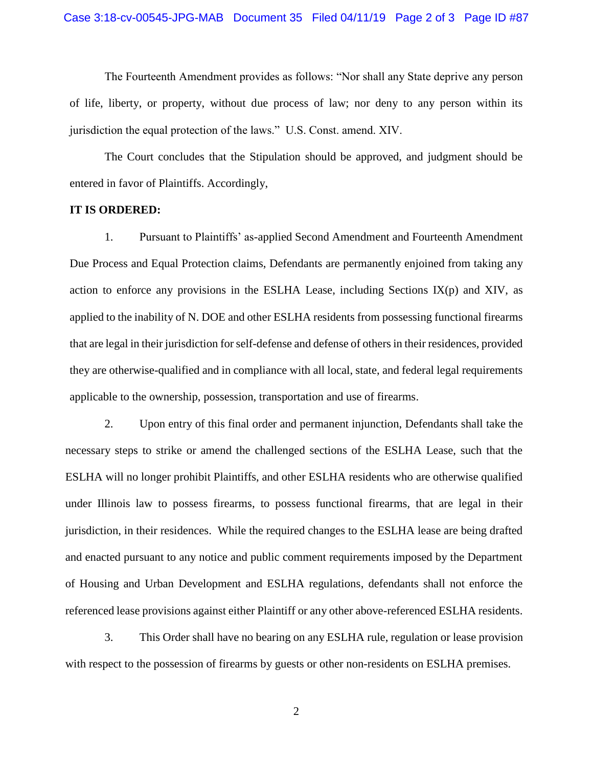The Fourteenth Amendment provides as follows: "Nor shall any State deprive any person of life, liberty, or property, without due process of law; nor deny to any person within its jurisdiction the equal protection of the laws." U.S. Const. amend. XIV.

The Court concludes that the Stipulation should be approved, and judgment should be entered in favor of Plaintiffs. Accordingly,

**IT IS ORDERED:**

1. Pursuant to Plaintiffs' as-applied Second Amendment and Fourteenth Amendment Due Process and Equal Protection claims, Defendants are permanently enjoined from taking any action to enforce any provisions in the ESLHA Lease, including Sections IX(p) and XIV, as applied to the inability of N. DOE and other ESLHA residents from possessing functional firearms that are legal in their jurisdiction for self-defense and defense of others in their residences, provided they are otherwise-qualified and in compliance with all local, state, and federal legal requirements applicable to the ownership, possession, transportation and use of firearms.

2. Upon entry of this final order and permanent injunction, Defendants shall take the necessary steps to strike or amend the challenged sections of the ESLHA Lease, such that the ESLHA will no longer prohibit Plaintiffs, and other ESLHA residents who are otherwise qualified under Illinois law to possess firearms, to possess functional firearms, that are legal in their jurisdiction, in their residences. While the required changes to the ESLHA lease are being drafted and enacted pursuant to any notice and public comment requirements imposed by the Department of Housing and Urban Development and ESLHA regulations, defendants shall not enforce the referenced lease provisions against either Plaintiff or any other above-referenced ESLHA residents.

3. This Order shall have no bearing on any ESLHA rule, regulation or lease provision with respect to the possession of firearms by guests or other non-residents on ESLHA premises.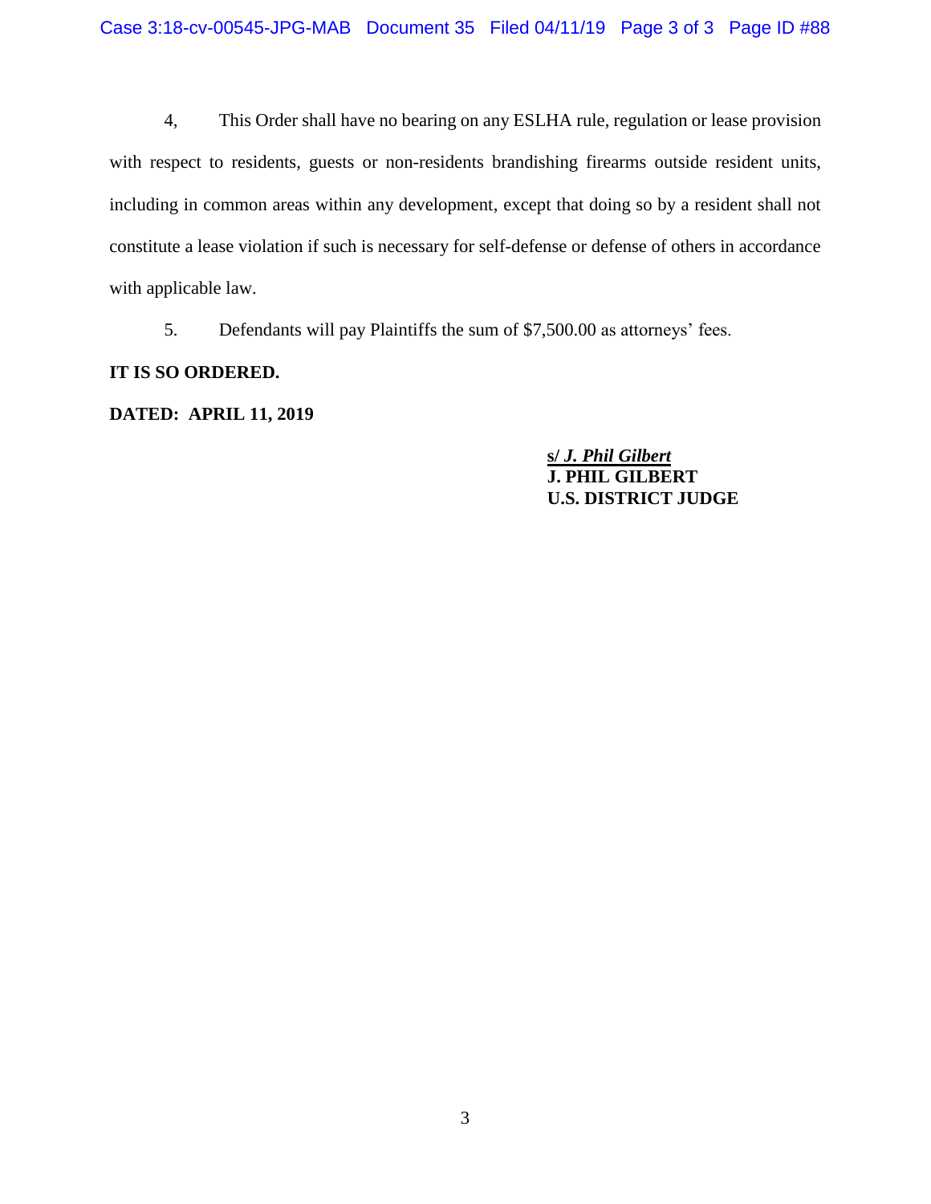4, This Order shall have no bearing on any ESLHA rule, regulation or lease provision with respect to residents, guests or non-residents brandishing firearms outside resident units, including in common areas within any development, except that doing so by a resident shall not constitute a lease violation if such is necessary for self-defense or defense of others in accordance with applicable law.

5. Defendants will pay Plaintiffs the sum of $7,500.00 as attorneys' fees.

**IT IS SO ORDERED.**

**DATED: APRIL 11, 2019**

**s/ *J. Phil Gilbert***
**J. PHIL GILBERT**
**U.S. DISTRICT JUDGE**